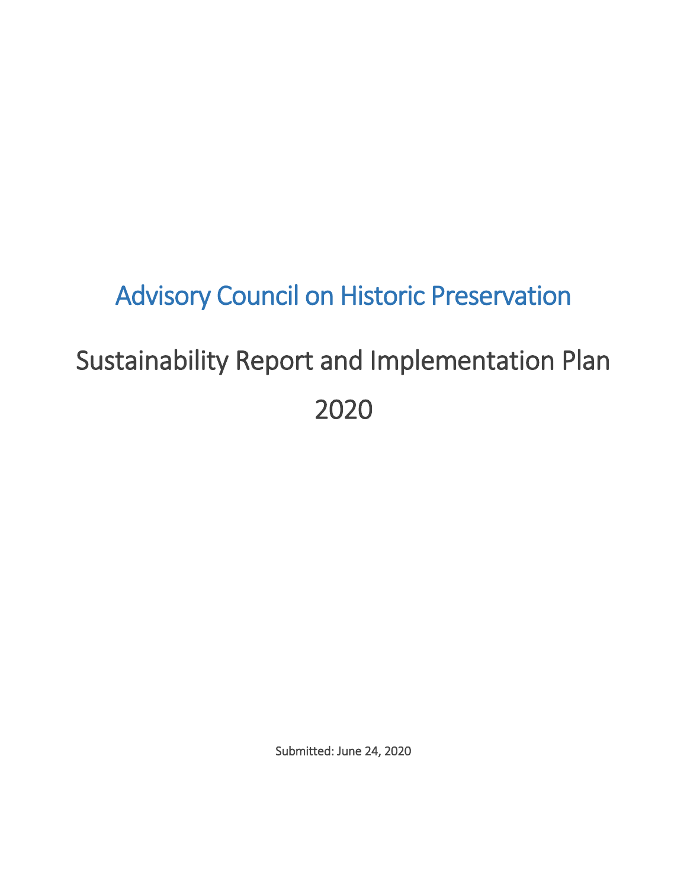# Advisory Council on Historic Preservation

## Sustainability Report and Implementation Plan

## 2020

Submitted: June 24, 2020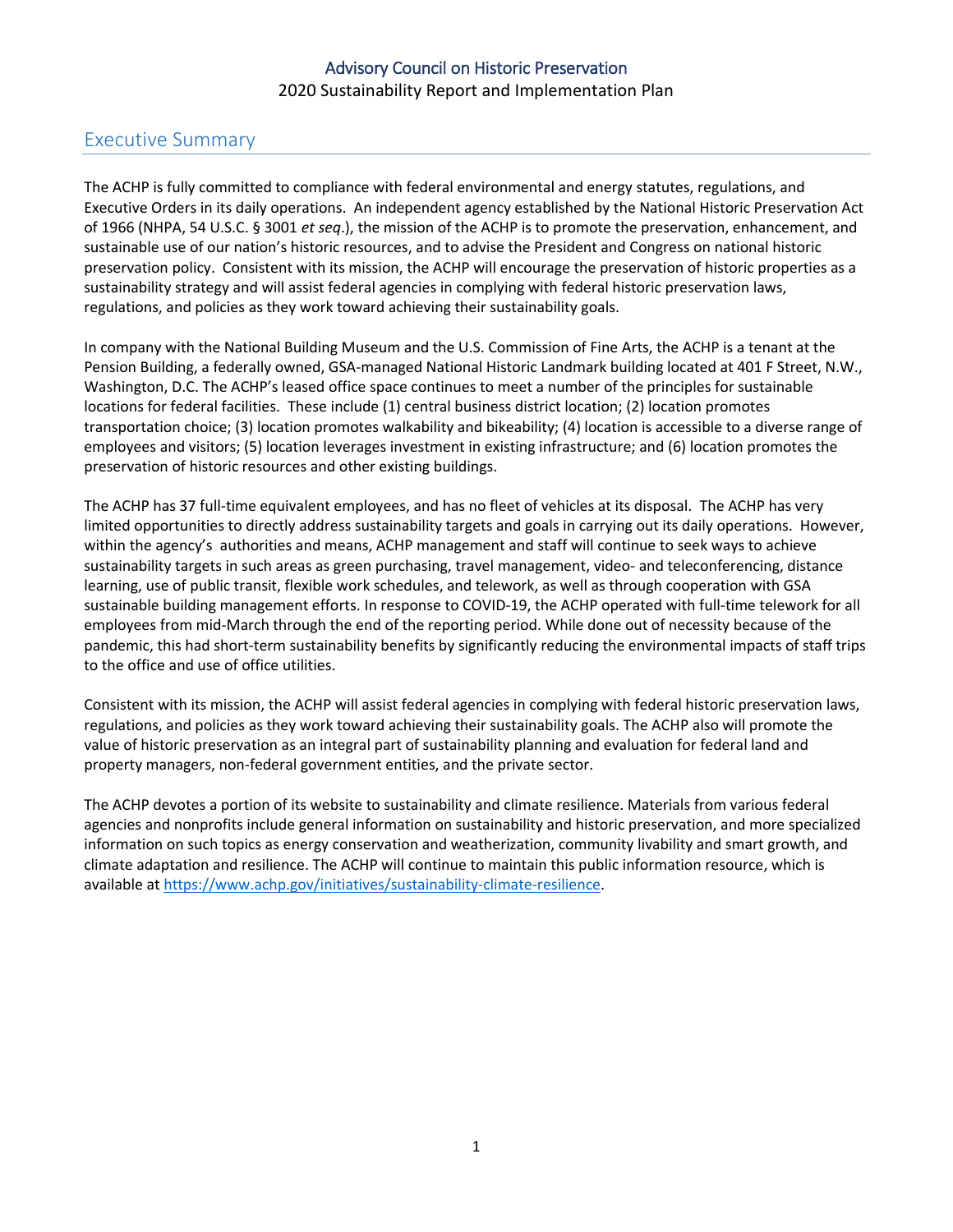# Advisory Council on Historic Preservation

2020 Sustainability Report and Implementation Plan

## Executive Summary

The ACHP is fully committed to compliance with federal environmental and energy statutes, regulations, and Executive Orders in its daily operations. An independent agency established by the National Historic Preservation Act of 1966 (NHPA, 54 U.S.C. § 3001 *et seq*.), the mission of the ACHP is to promote the preservation, enhancement, and sustainable use of our nation's historic resources, and to advise the President and Congress on national historic preservation policy. Consistent with its mission, the ACHP will encourage the preservation of historic properties as a sustainability strategy and will assist federal agencies in complying with federal historic preservation laws, regulations, and policies as they work toward achieving their sustainability goals.

In company with the National Building Museum and the U.S. Commission of Fine Arts, the ACHP is a tenant at the Pension Building, a federally owned, GSA-managed National Historic Landmark building located at 401 F Street, N.W., Washington, D.C. The ACHP's leased office space continues to meet a number of the principles for sustainable locations for federal facilities. These include (1) central business district location; (2) location promotes transportation choice; (3) location promotes walkability and bikeability; (4) location is accessible to a diverse range of employees and visitors; (5) location leverages investment in existing infrastructure; and (6) location promotes the preservation of historic resources and other existing buildings.

The ACHP has 37 full-time equivalent employees, and has no fleet of vehicles at its disposal. The ACHP has very limited opportunities to directly address sustainability targets and goals in carrying out its daily operations. However, within the agency's authorities and means, ACHP management and staff will continue to seek ways to achieve sustainability targets in such areas as green purchasing, travel management, video- and teleconferencing, distance learning, use of public transit, flexible work schedules, and telework, as well as through cooperation with GSA sustainable building management efforts. In response to COVID-19, the ACHP operated with full-time telework for all employees from mid-March through the end of the reporting period. While done out of necessity because of the pandemic, this had short-term sustainability benefits by significantly reducing the environmental impacts of staff trips to the office and use of office utilities.

Consistent with its mission, the ACHP will assist federal agencies in complying with federal historic preservation laws, regulations, and policies as they work toward achieving their sustainability goals. The ACHP also will promote the value of historic preservation as an integral part of sustainability planning and evaluation for federal land and property managers, non-federal government entities, and the private sector.

The ACHP devotes a portion of its website to sustainability and climate resilience. Materials from various federal agencies and nonprofits include general information on sustainability and historic preservation, and more specialized information on such topics as energy conservation and weatherization, community livability and smart growth, and climate adaptation and resilience. The ACHP will continue to maintain this public information resource, which is available at https://www.achp.gov/initiatives/sustainability-climate-resilience.